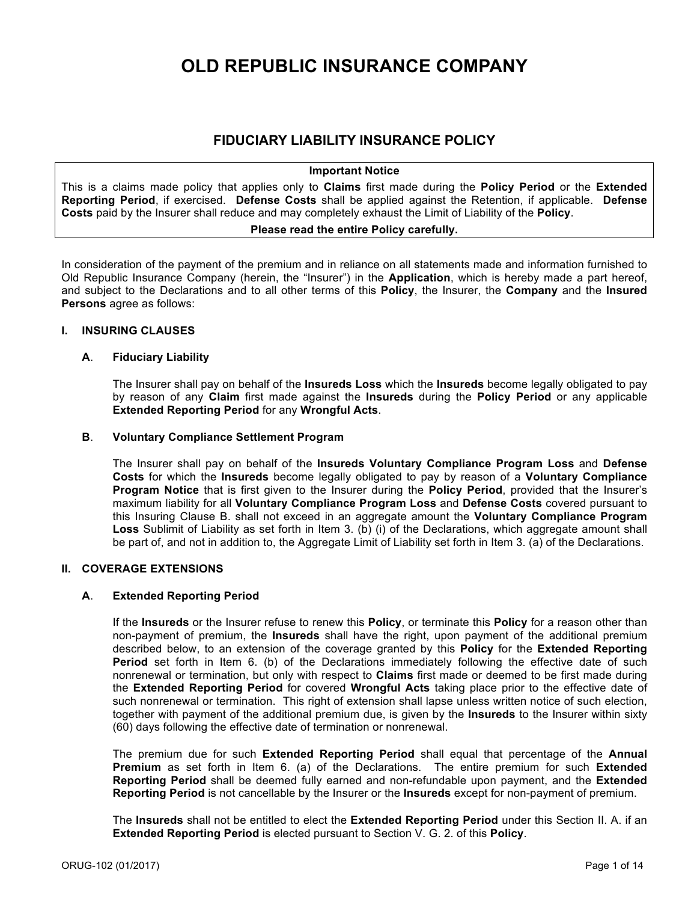# OLD REPUBLIC INSURANCE COMPANY

## FIDUCIARY LIABILITY INSURANCE POLICY

**Important Notice**

This is a claims made policy that applies only to **Claims** first made during the **Policy Period** or the **Extended Reporting Period**, if exercised. **Defense Costs** shall be applied against the Retention, if applicable. **Defense Costs** paid by the Insurer shall reduce and may completely exhaust the Limit of Liability of the **Policy**.

**Please read the entire Policy carefully.**

In consideration of the payment of the premium and in reliance on all statements made and information furnished to Old Republic Insurance Company (herein, the "Insurer") in the **Application**, which is hereby made a part hereof, and subject to the Declarations and to all other terms of this **Policy**, the Insurer, the **Company** and the **Insured Persons** agree as follows:

### I. INSURING CLAUSES

#### A. Fiduciary Liability

The Insurer shall pay on behalf of the **Insureds Loss** which the **Insureds** become legally obligated to pay by reason of any **Claim** first made against the **Insureds** during the **Policy Period** or any applicable **Extended Reporting Period** for any **Wrongful Acts**.

#### B. Voluntary Compliance Settlement Program

The Insurer shall pay on behalf of the **Insureds Voluntary Compliance Program Loss** and **Defense Costs** for which the **Insureds** become legally obligated to pay by reason of a **Voluntary Compliance Program Notice** that is first given to the Insurer during the **Policy Period**, provided that the Insurer's maximum liability for all **Voluntary Compliance Program Loss** and **Defense Costs** covered pursuant to this Insuring Clause B. shall not exceed in an aggregate amount the **Voluntary Compliance Program Loss** Sublimit of Liability as set forth in Item 3. (b) (i) of the Declarations, which aggregate amount shall be part of, and not in addition to, the Aggregate Limit of Liability set forth in Item 3. (a) of the Declarations.

### II. COVERAGE EXTENSIONS

#### A. Extended Reporting Period

If the **Insureds** or the Insurer refuse to renew this **Policy**, or terminate this **Policy** for a reason other than non-payment of premium, the **Insureds** shall have the right, upon payment of the additional premium described below, to an extension of the coverage granted by this **Policy** for the **Extended Reporting Period** set forth in Item 6. (b) of the Declarations immediately following the effective date of such nonrenewal or termination, but only with respect to **Claims** first made or deemed to be first made during the **Extended Reporting Period** for covered **Wrongful Acts** taking place prior to the effective date of such nonrenewal or termination. This right of extension shall lapse unless written notice of such election, together with payment of the additional premium due, is given by the **Insureds** to the Insurer within sixty (60) days following the effective date of termination or nonrenewal.

The premium due for such **Extended Reporting Period** shall equal that percentage of the **Annual Premium** as set forth in Item 6. (a) of the Declarations. The entire premium for such **Extended Reporting Period** shall be deemed fully earned and non-refundable upon payment, and the **Extended Reporting Period** is not cancellable by the Insurer or the **Insureds** except for non-payment of premium.

The **Insureds** shall not be entitled to elect the **Extended Reporting Period** under this Section II. A. if an **Extended Reporting Period** is elected pursuant to Section V. G. 2. of this **Policy**.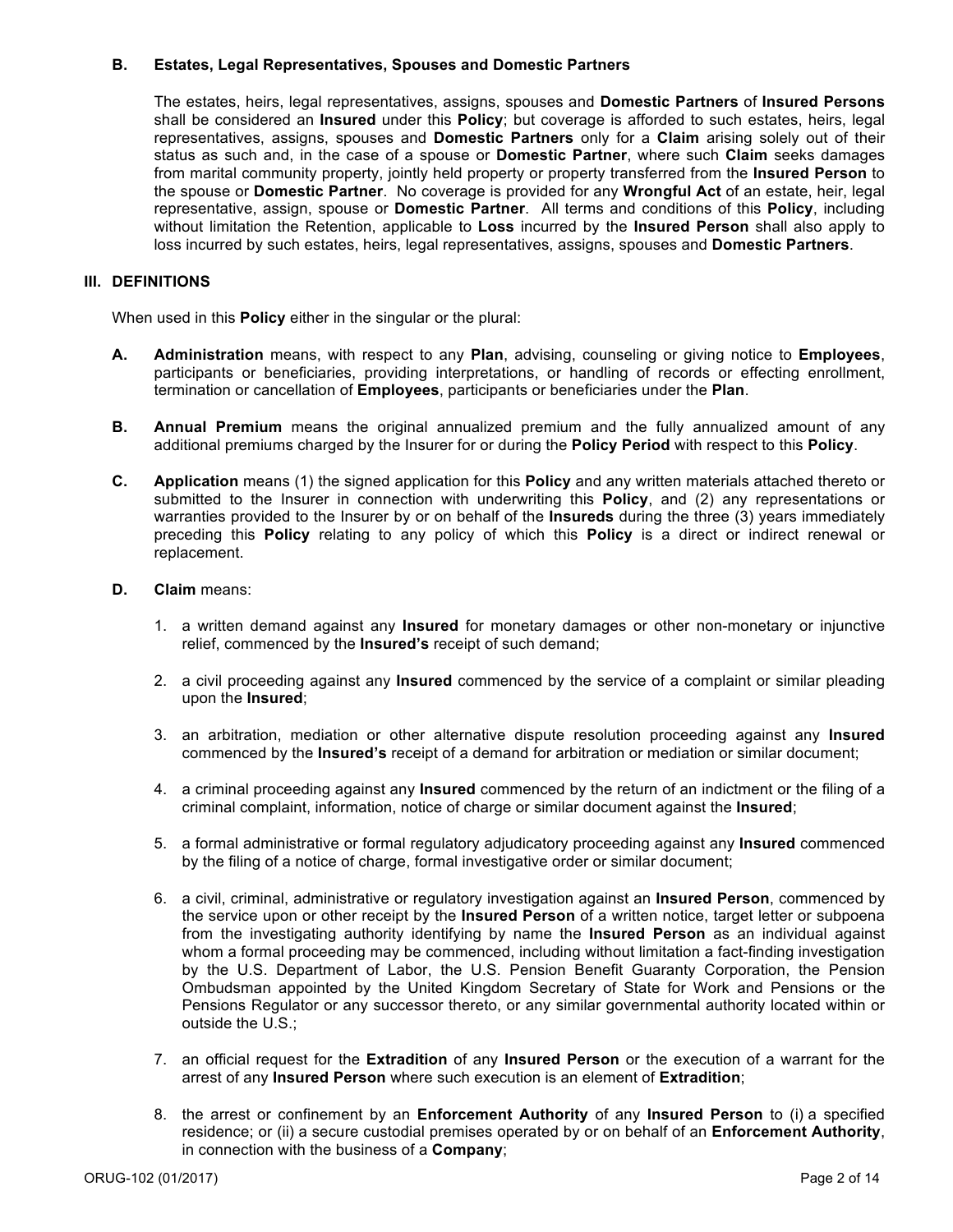**B. Estates, Legal Representatives, Spouses and Domestic Partners**

The estates, heirs, legal representatives, assigns, spouses and **Domestic Partners** of **Insured Persons** shall be considered an **Insured** under this **Policy**; but coverage is afforded to such estates, heirs, legal representatives, assigns, spouses and **Domestic Partners** only for a **Claim** arising solely out of their status as such and, in the case of a spouse or **Domestic Partner**, where such **Claim** seeks damages from marital community property, jointly held property or property transferred from the **Insured Person** to the spouse or **Domestic Partner**. No coverage is provided for any **Wrongful Act** of an estate, heir, legal representative, assign, spouse or **Domestic Partner**. All terms and conditions of this **Policy**, including without limitation the Retention, applicable to **Loss** incurred by the **Insured Person** shall also apply to loss incurred by such estates, heirs, legal representatives, assigns, spouses and **Domestic Partners**.

## III. DEFINITIONS

When used in this **Policy** either in the singular or the plural:

**A. Administration** means, with respect to any **Plan**, advising, counseling or giving notice to **Employees**, participants or beneficiaries, providing interpretations, or handling of records or effecting enrollment, termination or cancellation of **Employees**, participants or beneficiaries under the **Plan**.

**B. Annual Premium** means the original annualized premium and the fully annualized amount of any additional premiums charged by the Insurer for or during the **Policy Period** with respect to this **Policy**.

**C. Application** means (1) the signed application for this **Policy** and any written materials attached thereto or submitted to the Insurer in connection with underwriting this **Policy**, and (2) any representations or warranties provided to the Insurer by or on behalf of the **Insureds** during the three (3) years immediately preceding this **Policy** relating to any policy of which this **Policy** is a direct or indirect renewal or replacement.

**D. Claim** means:

1. a written demand against any **Insured** for monetary damages or other non-monetary or injunctive relief, commenced by the **Insured's** receipt of such demand;
2. a civil proceeding against any **Insured** commenced by the service of a complaint or similar pleading upon the **Insured**;
3. an arbitration, mediation or other alternative dispute resolution proceeding against any **Insured** commenced by the **Insured's** receipt of a demand for arbitration or mediation or similar document;
4. a criminal proceeding against any **Insured** commenced by the return of an indictment or the filing of a criminal complaint, information, notice of charge or similar document against the **Insured**;
5. a formal administrative or formal regulatory adjudicatory proceeding against any **Insured** commenced by the filing of a notice of charge, formal investigative order or similar document;
6. a civil, criminal, administrative or regulatory investigation against an **Insured Person**, commenced by the service upon or other receipt by the **Insured Person** of a written notice, target letter or subpoena from the investigating authority identifying by name the **Insured Person** as an individual against whom a formal proceeding may be commenced, including without limitation a fact-finding investigation by the U.S. Department of Labor, the U.S. Pension Benefit Guaranty Corporation, the Pension Ombudsman appointed by the United Kingdom Secretary of State for Work and Pensions or the Pensions Regulator or any successor thereto, or any similar governmental authority located within or outside the U.S.;
7. an official request for the **Extradition** of any **Insured Person** or the execution of a warrant for the arrest of any **Insured Person** where such execution is an element of **Extradition**;
8. the arrest or confinement by an **Enforcement Authority** of any **Insured Person** to (i) a specified residence; or (ii) a secure custodial premises operated by or on behalf of an **Enforcement Authority**, in connection with the business of a **Company**;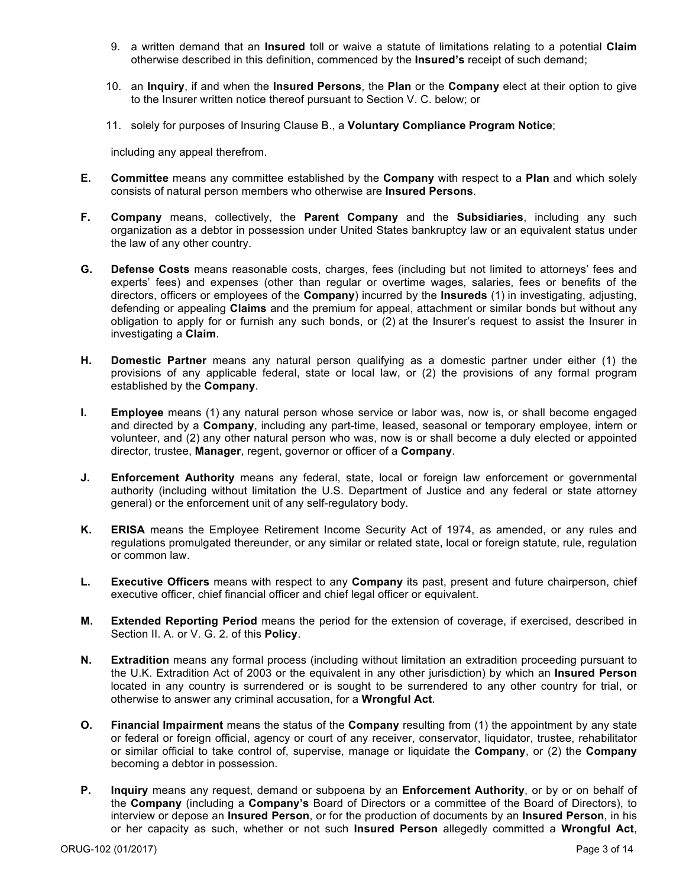9. a written demand that an **Insured** toll or waive a statute of limitations relating to a potential **Claim** otherwise described in this definition, commenced by the **Insured's** receipt of such demand;

10. an **Inquiry**, if and when the **Insured Persons**, the **Plan** or the **Company** elect at their option to give to the Insurer written notice thereof pursuant to Section V. C. below; or

11. solely for purposes of Insuring Clause B., a **Voluntary Compliance Program Notice**;

including any appeal therefrom.

**E.** **Committee** means any committee established by the **Company** with respect to a **Plan** and which solely consists of natural person members who otherwise are **Insured Persons**.

**F.** **Company** means, collectively, the **Parent Company** and the **Subsidiaries**, including any such organization as a debtor in possession under United States bankruptcy law or an equivalent status under the law of any other country.

**G.** **Defense Costs** means reasonable costs, charges, fees (including but not limited to attorneys' fees and experts' fees) and expenses (other than regular or overtime wages, salaries, fees or benefits of the directors, officers or employees of the **Company**) incurred by the **Insureds** (1) in investigating, adjusting, defending or appealing **Claims** and the premium for appeal, attachment or similar bonds but without any obligation to apply for or furnish any such bonds, or (2) at the Insurer's request to assist the Insurer in investigating a **Claim**.

**H.** **Domestic Partner** means any natural person qualifying as a domestic partner under either (1) the provisions of any applicable federal, state or local law, or (2) the provisions of any formal program established by the **Company**.

**I.** **Employee** means (1) any natural person whose service or labor was, now is, or shall become engaged and directed by a **Company**, including any part-time, leased, seasonal or temporary employee, intern or volunteer, and (2) any other natural person who was, now is or shall become a duly elected or appointed director, trustee, **Manager**, regent, governor or officer of a **Company**.

**J.** **Enforcement Authority** means any federal, state, local or foreign law enforcement or governmental authority (including without limitation the U.S. Department of Justice and any federal or state attorney general) or the enforcement unit of any self-regulatory body.

**K.** **ERISA** means the Employee Retirement Income Security Act of 1974, as amended, or any rules and regulations promulgated thereunder, or any similar or related state, local or foreign statute, rule, regulation or common law.

**L.** **Executive Officers** means with respect to any **Company** its past, present and future chairperson, chief executive officer, chief financial officer and chief legal officer or equivalent.

**M.** **Extended Reporting Period** means the period for the extension of coverage, if exercised, described in Section II. A. or V. G. 2. of this **Policy**.

**N.** **Extradition** means any formal process (including without limitation an extradition proceeding pursuant to the U.K. Extradition Act of 2003 or the equivalent in any other jurisdiction) by which an **Insured Person** located in any country is surrendered or is sought to be surrendered to any other country for trial, or otherwise to answer any criminal accusation, for a **Wrongful Act**.

**O.** **Financial Impairment** means the status of the **Company** resulting from (1) the appointment by any state or federal or foreign official, agency or court of any receiver, conservator, liquidator, trustee, rehabilitator or similar official to take control of, supervise, manage or liquidate the **Company**, or (2) the **Company** becoming a debtor in possession.

**P.** **Inquiry** means any request, demand or subpoena by an **Enforcement Authority**, or by or on behalf of the **Company** (including a **Company's** Board of Directors or a committee of the Board of Directors), to interview or depose an **Insured Person**, or for the production of documents by an **Insured Person**, in his or her capacity as such, whether or not such **Insured Person** allegedly committed a **Wrongful Act**,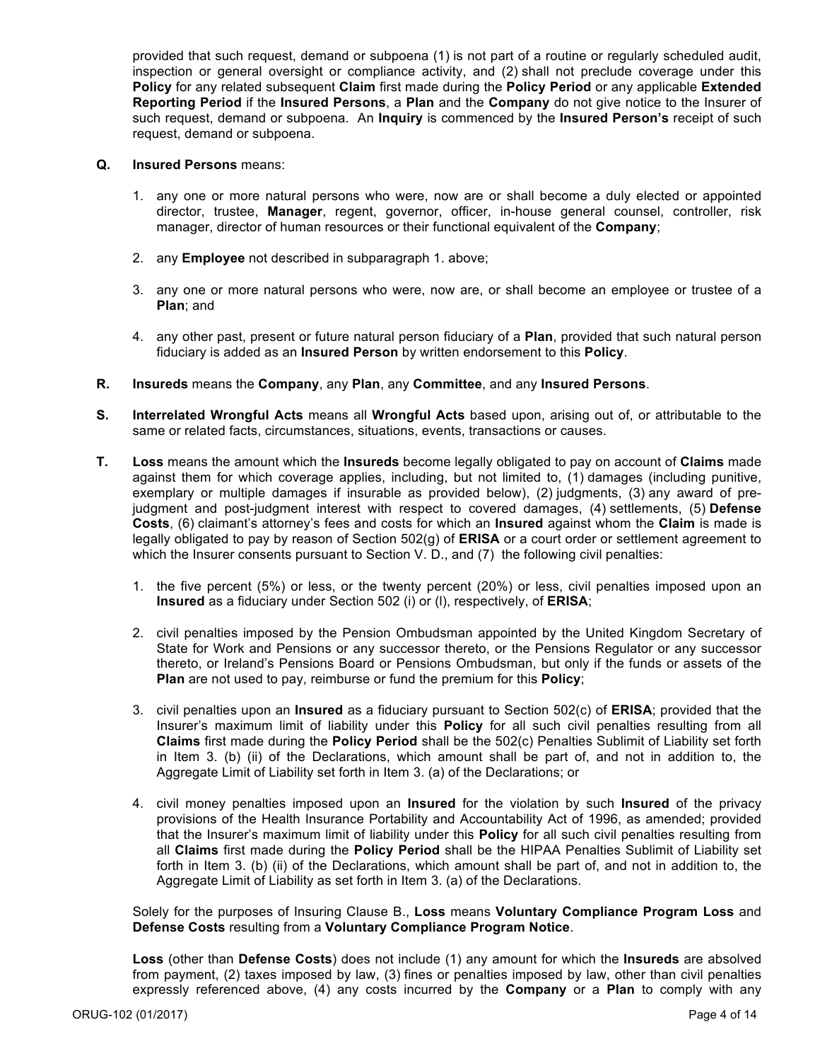provided that such request, demand or subpoena (1) is not part of a routine or regularly scheduled audit, inspection or general oversight or compliance activity, and (2) shall not preclude coverage under this **Policy** for any related subsequent **Claim** first made during the **Policy Period** or any applicable **Extended Reporting Period** if the **Insured Persons**, a **Plan** and the **Company** do not give notice to the Insurer of such request, demand or subpoena. An **Inquiry** is commenced by the **Insured Person's** receipt of such request, demand or subpoena.

**Q. Insured Persons** means:

1. any one or more natural persons who were, now are or shall become a duly elected or appointed director, trustee, **Manager**, regent, governor, officer, in-house general counsel, controller, risk manager, director of human resources or their functional equivalent of the **Company**;
2. any **Employee** not described in subparagraph 1. above;
3. any one or more natural persons who were, now are, or shall become an employee or trustee of a **Plan**; and
4. any other past, present or future natural person fiduciary of a **Plan**, provided that such natural person fiduciary is added as an **Insured Person** by written endorsement to this **Policy**.

**R. Insureds** means the **Company**, any **Plan**, any **Committee**, and any **Insured Persons**.

**S. Interrelated Wrongful Acts** means all **Wrongful Acts** based upon, arising out of, or attributable to the same or related facts, circumstances, situations, events, transactions or causes.

**T. Loss** means the amount which the **Insureds** become legally obligated to pay on account of **Claims** made against them for which coverage applies, including, but not limited to, (1) damages (including punitive, exemplary or multiple damages if insurable as provided below), (2) judgments, (3) any award of pre-judgment and post-judgment interest with respect to covered damages, (4) settlements, (5) **Defense Costs**, (6) claimant's attorney's fees and costs for which an **Insured** against whom the **Claim** is made is legally obligated to pay by reason of Section 502(g) of **ERISA** or a court order or settlement agreement to which the Insurer consents pursuant to Section V. D., and (7) the following civil penalties:

1. the five percent (5%) or less, or the twenty percent (20%) or less, civil penalties imposed upon an **Insured** as a fiduciary under Section 502 (i) or (l), respectively, of **ERISA**;
2. civil penalties imposed by the Pension Ombudsman appointed by the United Kingdom Secretary of State for Work and Pensions or any successor thereto, or the Pensions Regulator or any successor thereto, or Ireland's Pensions Board or Pensions Ombudsman, but only if the funds or assets of the **Plan** are not used to pay, reimburse or fund the premium for this **Policy**;
3. civil penalties upon an **Insured** as a fiduciary pursuant to Section 502(c) of **ERISA**; provided that the Insurer's maximum limit of liability under this **Policy** for all such civil penalties resulting from all **Claims** first made during the **Policy Period** shall be the 502(c) Penalties Sublimit of Liability set forth in Item 3. (b) (ii) of the Declarations, which amount shall be part of, and not in addition to, the Aggregate Limit of Liability set forth in Item 3. (a) of the Declarations; or
4. civil money penalties imposed upon an **Insured** for the violation by such **Insured** of the privacy provisions of the Health Insurance Portability and Accountability Act of 1996, as amended; provided that the Insurer's maximum limit of liability under this **Policy** for all such civil penalties resulting from all **Claims** first made during the **Policy Period** shall be the HIPAA Penalties Sublimit of Liability set forth in Item 3. (b) (ii) of the Declarations, which amount shall be part of, and not in addition to, the Aggregate Limit of Liability as set forth in Item 3. (a) of the Declarations.

Solely for the purposes of Insuring Clause B., **Loss** means **Voluntary Compliance Program Loss** and **Defense Costs** resulting from a **Voluntary Compliance Program Notice**.

**Loss** (other than **Defense Costs**) does not include (1) any amount for which the **Insureds** are absolved from payment, (2) taxes imposed by law, (3) fines or penalties imposed by law, other than civil penalties expressly referenced above, (4) any costs incurred by the **Company** or a **Plan** to comply with any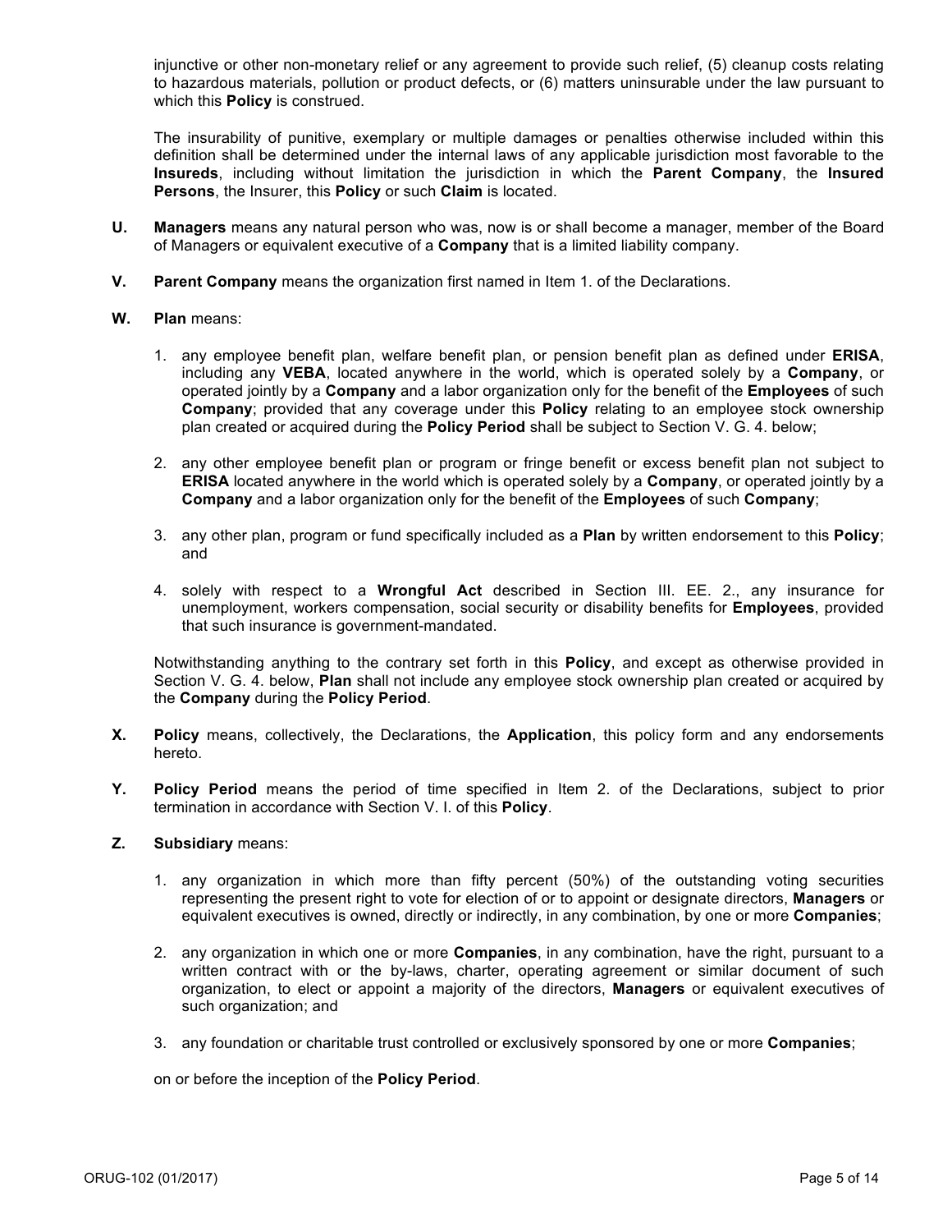injunctive or other non-monetary relief or any agreement to provide such relief, (5) cleanup costs relating to hazardous materials, pollution or product defects, or (6) matters uninsurable under the law pursuant to which this **Policy** is construed.

The insurability of punitive, exemplary or multiple damages or penalties otherwise included within this definition shall be determined under the internal laws of any applicable jurisdiction most favorable to the **Insureds**, including without limitation the jurisdiction in which the **Parent Company**, the **Insured Persons**, the Insurer, this **Policy** or such **Claim** is located.

**U.** **Managers** means any natural person who was, now is or shall become a manager, member of the Board of Managers or equivalent executive of a **Company** that is a limited liability company.

**V.** **Parent Company** means the organization first named in Item 1. of the Declarations.

**W.** **Plan** means:

1. any employee benefit plan, welfare benefit plan, or pension benefit plan as defined under **ERISA**, including any **VEBA**, located anywhere in the world, which is operated solely by a **Company**, or operated jointly by a **Company** and a labor organization only for the benefit of the **Employees** of such **Company**; provided that any coverage under this **Policy** relating to an employee stock ownership plan created or acquired during the **Policy Period** shall be subject to Section V. G. 4. below;

2. any other employee benefit plan or program or fringe benefit or excess benefit plan not subject to **ERISA** located anywhere in the world which is operated solely by a **Company**, or operated jointly by a **Company** and a labor organization only for the benefit of the **Employees** of such **Company**;

3. any other plan, program or fund specifically included as a **Plan** by written endorsement to this **Policy**; and

4. solely with respect to a **Wrongful Act** described in Section III. EE. 2., any insurance for unemployment, workers compensation, social security or disability benefits for **Employees**, provided that such insurance is government-mandated.

Notwithstanding anything to the contrary set forth in this **Policy**, and except as otherwise provided in Section V. G. 4. below, **Plan** shall not include any employee stock ownership plan created or acquired by the **Company** during the **Policy Period**.

**X.** **Policy** means, collectively, the Declarations, the **Application**, this policy form and any endorsements hereto.

**Y.** **Policy Period** means the period of time specified in Item 2. of the Declarations, subject to prior termination in accordance with Section V. I. of this **Policy**.

**Z.** **Subsidiary** means:

1. any organization in which more than fifty percent (50%) of the outstanding voting securities representing the present right to vote for election of or to appoint or designate directors, **Managers** or equivalent executives is owned, directly or indirectly, in any combination, by one or more **Companies**;

2. any organization in which one or more **Companies**, in any combination, have the right, pursuant to a written contract with or the by-laws, charter, operating agreement or similar document of such organization, to elect or appoint a majority of the directors, **Managers** or equivalent executives of such organization; and

3. any foundation or charitable trust controlled or exclusively sponsored by one or more **Companies**;

on or before the inception of the **Policy Period**.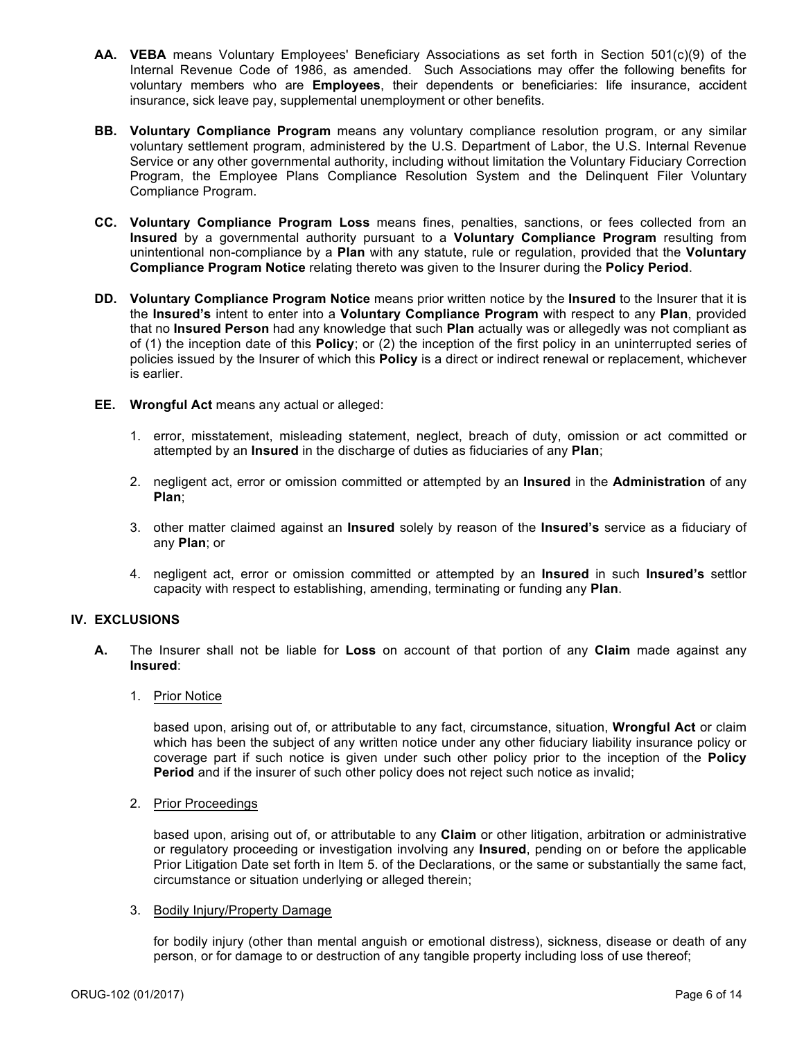**AA.** **VEBA** means Voluntary Employees' Beneficiary Associations as set forth in Section 501(c)(9) of the Internal Revenue Code of 1986, as amended. Such Associations may offer the following benefits for voluntary members who are **Employees**, their dependents or beneficiaries: life insurance, accident insurance, sick leave pay, supplemental unemployment or other benefits.

**BB.** **Voluntary Compliance Program** means any voluntary compliance resolution program, or any similar voluntary settlement program, administered by the U.S. Department of Labor, the U.S. Internal Revenue Service or any other governmental authority, including without limitation the Voluntary Fiduciary Correction Program, the Employee Plans Compliance Resolution System and the Delinquent Filer Voluntary Compliance Program.

**CC.** **Voluntary Compliance Program Loss** means fines, penalties, sanctions, or fees collected from an **Insured** by a governmental authority pursuant to a **Voluntary Compliance Program** resulting from unintentional non-compliance by a **Plan** with any statute, rule or regulation, provided that the **Voluntary Compliance Program Notice** relating thereto was given to the Insurer during the **Policy Period**.

**DD.** **Voluntary Compliance Program Notice** means prior written notice by the **Insured** to the Insurer that it is the **Insured's** intent to enter into a **Voluntary Compliance Program** with respect to any **Plan**, provided that no **Insured Person** had any knowledge that such **Plan** actually was or allegedly was not compliant as of (1) the inception date of this **Policy**; or (2) the inception of the first policy in an uninterrupted series of policies issued by the Insurer of which this **Policy** is a direct or indirect renewal or replacement, whichever is earlier.

**EE.** **Wrongful Act** means any actual or alleged:

1. error, misstatement, misleading statement, neglect, breach of duty, omission or act committed or attempted by an **Insured** in the discharge of duties as fiduciaries of any **Plan**;
2. negligent act, error or omission committed or attempted by an **Insured** in the **Administration** of any **Plan**;
3. other matter claimed against an **Insured** solely by reason of the **Insured's** service as a fiduciary of any **Plan**; or
4. negligent act, error or omission committed or attempted by an **Insured** in such **Insured's** settlor capacity with respect to establishing, amending, terminating or funding any **Plan**.

## IV. EXCLUSIONS

**A.** The Insurer shall not be liable for **Loss** on account of that portion of any **Claim** made against any **Insured**:

1. Prior Notice

   based upon, arising out of, or attributable to any fact, circumstance, situation, **Wrongful Act** or claim which has been the subject of any written notice under any other fiduciary liability insurance policy or coverage part if such notice is given under such other policy prior to the inception of the **Policy Period** and if the insurer of such other policy does not reject such notice as invalid;

2. Prior Proceedings

   based upon, arising out of, or attributable to any **Claim** or other litigation, arbitration or administrative or regulatory proceeding or investigation involving any **Insured**, pending on or before the applicable Prior Litigation Date set forth in Item 5. of the Declarations, or the same or substantially the same fact, circumstance or situation underlying or alleged therein;

3. Bodily Injury/Property Damage

   for bodily injury (other than mental anguish or emotional distress), sickness, disease or death of any person, or for damage to or destruction of any tangible property including loss of use thereof;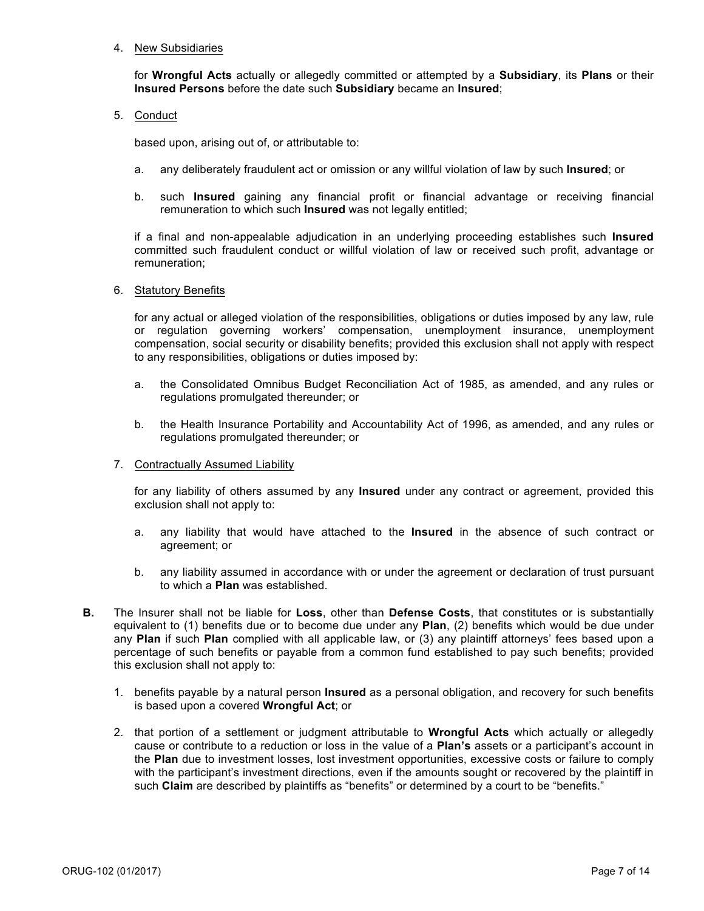4. New Subsidiaries

   for **Wrongful Acts** actually or allegedly committed or attempted by a **Subsidiary**, its **Plans** or their **Insured Persons** before the date such **Subsidiary** became an **Insured**;

5. Conduct

   based upon, arising out of, or attributable to:

   a. any deliberately fraudulent act or omission or any willful violation of law by such **Insured**; or

   b. such **Insured** gaining any financial profit or financial advantage or receiving financial remuneration to which such **Insured** was not legally entitled;

   if a final and non-appealable adjudication in an underlying proceeding establishes such **Insured** committed such fraudulent conduct or willful violation of law or received such profit, advantage or remuneration;

6. Statutory Benefits

   for any actual or alleged violation of the responsibilities, obligations or duties imposed by any law, rule or regulation governing workers' compensation, unemployment insurance, unemployment compensation, social security or disability benefits; provided this exclusion shall not apply with respect to any responsibilities, obligations or duties imposed by:

   a. the Consolidated Omnibus Budget Reconciliation Act of 1985, as amended, and any rules or regulations promulgated thereunder; or

   b. the Health Insurance Portability and Accountability Act of 1996, as amended, and any rules or regulations promulgated thereunder; or

7. Contractually Assumed Liability

   for any liability of others assumed by any **Insured** under any contract or agreement, provided this exclusion shall not apply to:

   a. any liability that would have attached to the **Insured** in the absence of such contract or agreement; or

   b. any liability assumed in accordance with or under the agreement or declaration of trust pursuant to which a **Plan** was established.

**B.** The Insurer shall not be liable for **Loss**, other than **Defense Costs**, that constitutes or is substantially equivalent to (1) benefits due or to become due under any **Plan**, (2) benefits which would be due under any **Plan** if such **Plan** complied with all applicable law, or (3) any plaintiff attorneys' fees based upon a percentage of such benefits or payable from a common fund established to pay such benefits; provided this exclusion shall not apply to:

1. benefits payable by a natural person **Insured** as a personal obligation, and recovery for such benefits is based upon a covered **Wrongful Act**; or

2. that portion of a settlement or judgment attributable to **Wrongful Acts** which actually or allegedly cause or contribute to a reduction or loss in the value of a **Plan's** assets or a participant's account in the **Plan** due to investment losses, lost investment opportunities, excessive costs or failure to comply with the participant's investment directions, even if the amounts sought or recovered by the plaintiff in such **Claim** are described by plaintiffs as "benefits" or determined by a court to be "benefits."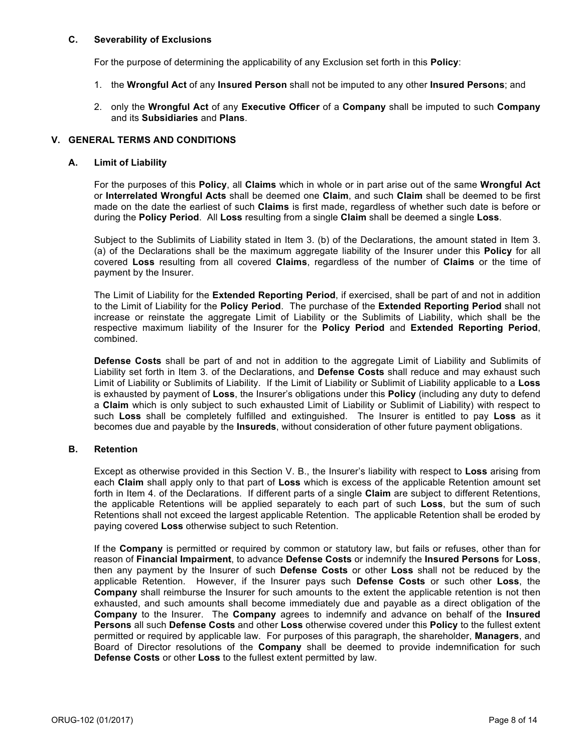### C. Severability of Exclusions

For the purpose of determining the applicability of any Exclusion set forth in this **Policy**:

1. the **Wrongful Act** of any **Insured Person** shall not be imputed to any other **Insured Persons**; and
2. only the **Wrongful Act** of any **Executive Officer** of a **Company** shall be imputed to such **Company** and its **Subsidiaries** and **Plans**.

## V. GENERAL TERMS AND CONDITIONS

### A. Limit of Liability

For the purposes of this **Policy**, all **Claims** which in whole or in part arise out of the same **Wrongful Act** or **Interrelated Wrongful Acts** shall be deemed one **Claim**, and such **Claim** shall be deemed to be first made on the date the earliest of such **Claims** is first made, regardless of whether such date is before or during the **Policy Period**. All **Loss** resulting from a single **Claim** shall be deemed a single **Loss**.

Subject to the Sublimits of Liability stated in Item 3. (b) of the Declarations, the amount stated in Item 3. (a) of the Declarations shall be the maximum aggregate liability of the Insurer under this **Policy** for all covered **Loss** resulting from all covered **Claims**, regardless of the number of **Claims** or the time of payment by the Insurer.

The Limit of Liability for the **Extended Reporting Period**, if exercised, shall be part of and not in addition to the Limit of Liability for the **Policy Period**. The purchase of the **Extended Reporting Period** shall not increase or reinstate the aggregate Limit of Liability or the Sublimits of Liability, which shall be the respective maximum liability of the Insurer for the **Policy Period** and **Extended Reporting Period**, combined.

**Defense Costs** shall be part of and not in addition to the aggregate Limit of Liability and Sublimits of Liability set forth in Item 3. of the Declarations, and **Defense Costs** shall reduce and may exhaust such Limit of Liability or Sublimits of Liability. If the Limit of Liability or Sublimit of Liability applicable to a **Loss** is exhausted by payment of **Loss**, the Insurer's obligations under this **Policy** (including any duty to defend a **Claim** which is only subject to such exhausted Limit of Liability or Sublimit of Liability) with respect to such **Loss** shall be completely fulfilled and extinguished. The Insurer is entitled to pay **Loss** as it becomes due and payable by the **Insureds**, without consideration of other future payment obligations.

### B. Retention

Except as otherwise provided in this Section V. B., the Insurer's liability with respect to **Loss** arising from each **Claim** shall apply only to that part of **Loss** which is excess of the applicable Retention amount set forth in Item 4. of the Declarations. If different parts of a single **Claim** are subject to different Retentions, the applicable Retentions will be applied separately to each part of such **Loss**, but the sum of such Retentions shall not exceed the largest applicable Retention. The applicable Retention shall be eroded by paying covered **Loss** otherwise subject to such Retention.

If the **Company** is permitted or required by common or statutory law, but fails or refuses, other than for reason of **Financial Impairment**, to advance **Defense Costs** or indemnify the **Insured Persons** for **Loss**, then any payment by the Insurer of such **Defense Costs** or other **Loss** shall not be reduced by the applicable Retention. However, if the Insurer pays such **Defense Costs** or such other **Loss**, the **Company** shall reimburse the Insurer for such amounts to the extent the applicable retention is not then exhausted, and such amounts shall become immediately due and payable as a direct obligation of the **Company** to the Insurer. The **Company** agrees to indemnify and advance on behalf of the **Insured Persons** all such **Defense Costs** and other **Loss** otherwise covered under this **Policy** to the fullest extent permitted or required by applicable law. For purposes of this paragraph, the shareholder, **Managers**, and Board of Director resolutions of the **Company** shall be deemed to provide indemnification for such **Defense Costs** or other **Loss** to the fullest extent permitted by law.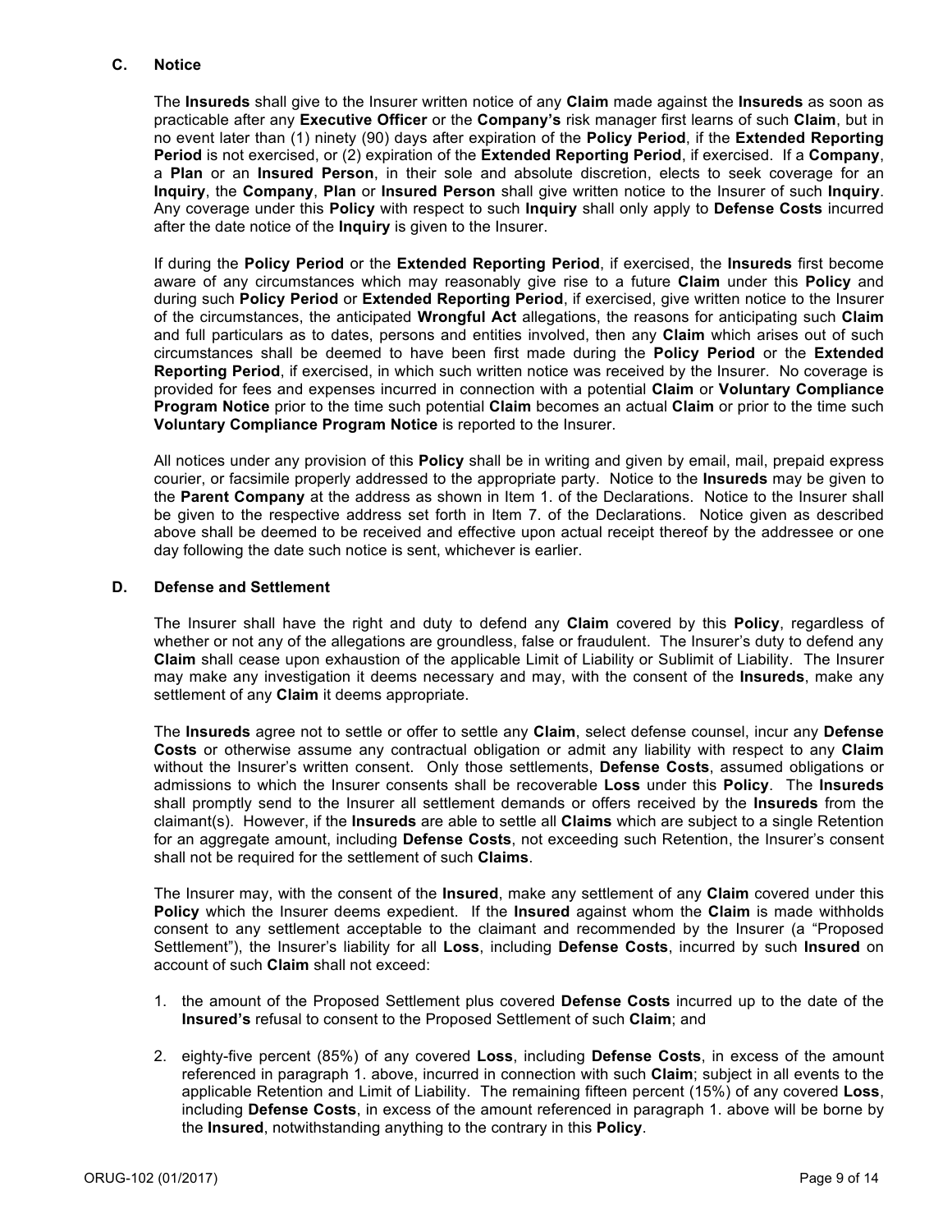### C. Notice

The **Insureds** shall give to the Insurer written notice of any **Claim** made against the **Insureds** as soon as practicable after any **Executive Officer** or the **Company's** risk manager first learns of such **Claim**, but in no event later than (1) ninety (90) days after expiration of the **Policy Period**, if the **Extended Reporting Period** is not exercised, or (2) expiration of the **Extended Reporting Period**, if exercised. If a **Company**, a **Plan** or an **Insured Person**, in their sole and absolute discretion, elects to seek coverage for an **Inquiry**, the **Company**, **Plan** or **Insured Person** shall give written notice to the Insurer of such **Inquiry**. Any coverage under this **Policy** with respect to such **Inquiry** shall only apply to **Defense Costs** incurred after the date notice of the **Inquiry** is given to the Insurer.

If during the **Policy Period** or the **Extended Reporting Period**, if exercised, the **Insureds** first become aware of any circumstances which may reasonably give rise to a future **Claim** under this **Policy** and during such **Policy Period** or **Extended Reporting Period**, if exercised, give written notice to the Insurer of the circumstances, the anticipated **Wrongful Act** allegations, the reasons for anticipating such **Claim** and full particulars as to dates, persons and entities involved, then any **Claim** which arises out of such circumstances shall be deemed to have been first made during the **Policy Period** or the **Extended Reporting Period**, if exercised, in which such written notice was received by the Insurer. No coverage is provided for fees and expenses incurred in connection with a potential **Claim** or **Voluntary Compliance Program Notice** prior to the time such potential **Claim** becomes an actual **Claim** or prior to the time such **Voluntary Compliance Program Notice** is reported to the Insurer.

All notices under any provision of this **Policy** shall be in writing and given by email, mail, prepaid express courier, or facsimile properly addressed to the appropriate party. Notice to the **Insureds** may be given to the **Parent Company** at the address as shown in Item 1. of the Declarations. Notice to the Insurer shall be given to the respective address set forth in Item 7. of the Declarations. Notice given as described above shall be deemed to be received and effective upon actual receipt thereof by the addressee or one day following the date such notice is sent, whichever is earlier.

### D. Defense and Settlement

The Insurer shall have the right and duty to defend any **Claim** covered by this **Policy**, regardless of whether or not any of the allegations are groundless, false or fraudulent. The Insurer's duty to defend any **Claim** shall cease upon exhaustion of the applicable Limit of Liability or Sublimit of Liability. The Insurer may make any investigation it deems necessary and may, with the consent of the **Insureds**, make any settlement of any **Claim** it deems appropriate.

The **Insureds** agree not to settle or offer to settle any **Claim**, select defense counsel, incur any **Defense Costs** or otherwise assume any contractual obligation or admit any liability with respect to any **Claim** without the Insurer's written consent. Only those settlements, **Defense Costs**, assumed obligations or admissions to which the Insurer consents shall be recoverable **Loss** under this **Policy**. The **Insureds** shall promptly send to the Insurer all settlement demands or offers received by the **Insureds** from the claimant(s). However, if the **Insureds** are able to settle all **Claims** which are subject to a single Retention for an aggregate amount, including **Defense Costs**, not exceeding such Retention, the Insurer's consent shall not be required for the settlement of such **Claims**.

The Insurer may, with the consent of the **Insured**, make any settlement of any **Claim** covered under this **Policy** which the Insurer deems expedient. If the **Insured** against whom the **Claim** is made withholds consent to any settlement acceptable to the claimant and recommended by the Insurer (a "Proposed Settlement"), the Insurer's liability for all **Loss**, including **Defense Costs**, incurred by such **Insured** on account of such **Claim** shall not exceed:

1. the amount of the Proposed Settlement plus covered **Defense Costs** incurred up to the date of the **Insured's** refusal to consent to the Proposed Settlement of such **Claim**; and

2. eighty-five percent (85%) of any covered **Loss**, including **Defense Costs**, in excess of the amount referenced in paragraph 1. above, incurred in connection with such **Claim**; subject in all events to the applicable Retention and Limit of Liability. The remaining fifteen percent (15%) of any covered **Loss**, including **Defense Costs**, in excess of the amount referenced in paragraph 1. above will be borne by the **Insured**, notwithstanding anything to the contrary in this **Policy**.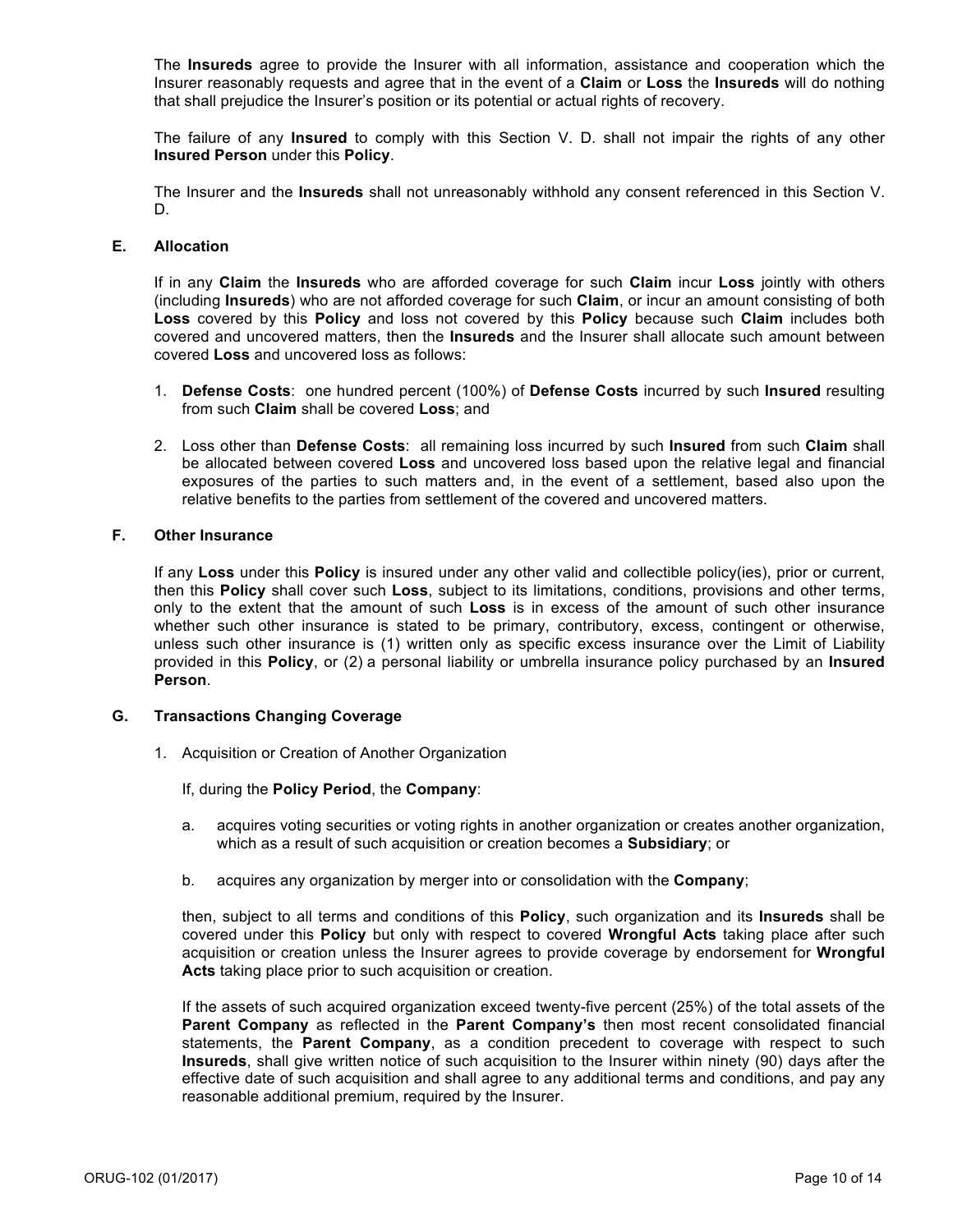The **Insureds** agree to provide the Insurer with all information, assistance and cooperation which the Insurer reasonably requests and agree that in the event of a **Claim** or **Loss** the **Insureds** will do nothing that shall prejudice the Insurer's position or its potential or actual rights of recovery.

The failure of any **Insured** to comply with this Section V. D. shall not impair the rights of any other **Insured Person** under this **Policy**.

The Insurer and the **Insureds** shall not unreasonably withhold any consent referenced in this Section V. D.

**E. Allocation**

If in any **Claim** the **Insureds** who are afforded coverage for such **Claim** incur **Loss** jointly with others (including **Insureds**) who are not afforded coverage for such **Claim**, or incur an amount consisting of both **Loss** covered by this **Policy** and loss not covered by this **Policy** because such **Claim** includes both covered and uncovered matters, then the **Insureds** and the Insurer shall allocate such amount between covered **Loss** and uncovered loss as follows:

1. **Defense Costs**: one hundred percent (100%) of **Defense Costs** incurred by such **Insured** resulting from such **Claim** shall be covered **Loss**; and
2. Loss other than **Defense Costs**: all remaining loss incurred by such **Insured** from such **Claim** shall be allocated between covered **Loss** and uncovered loss based upon the relative legal and financial exposures of the parties to such matters and, in the event of a settlement, based also upon the relative benefits to the parties from settlement of the covered and uncovered matters.

**F. Other Insurance**

If any **Loss** under this **Policy** is insured under any other valid and collectible policy(ies), prior or current, then this **Policy** shall cover such **Loss**, subject to its limitations, conditions, provisions and other terms, only to the extent that the amount of such **Loss** is in excess of the amount of such other insurance whether such other insurance is stated to be primary, contributory, excess, contingent or otherwise, unless such other insurance is (1) written only as specific excess insurance over the Limit of Liability provided in this **Policy**, or (2) a personal liability or umbrella insurance policy purchased by an **Insured Person**.

**G. Transactions Changing Coverage**

1. Acquisition or Creation of Another Organization

   If, during the **Policy Period**, the **Company**:

   a. acquires voting securities or voting rights in another organization or creates another organization, which as a result of such acquisition or creation becomes a **Subsidiary**; or

   b. acquires any organization by merger into or consolidation with the **Company**;

   then, subject to all terms and conditions of this **Policy**, such organization and its **Insureds** shall be covered under this **Policy** but only with respect to covered **Wrongful Acts** taking place after such acquisition or creation unless the Insurer agrees to provide coverage by endorsement for **Wrongful Acts** taking place prior to such acquisition or creation.

   If the assets of such acquired organization exceed twenty-five percent (25%) of the total assets of the **Parent Company** as reflected in the **Parent Company's** then most recent consolidated financial statements, the **Parent Company**, as a condition precedent to coverage with respect to such **Insureds**, shall give written notice of such acquisition to the Insurer within ninety (90) days after the effective date of such acquisition and shall agree to any additional terms and conditions, and pay any reasonable additional premium, required by the Insurer.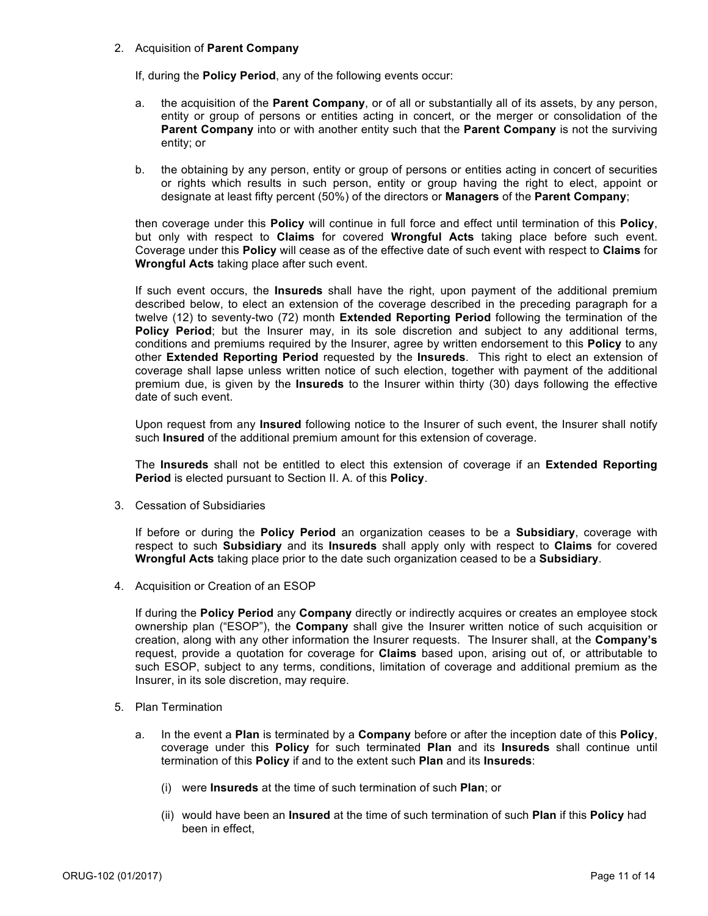2. Acquisition of **Parent Company**

   If, during the **Policy Period**, any of the following events occur:

   a. the acquisition of the **Parent Company**, or of all or substantially all of its assets, by any person, entity or group of persons or entities acting in concert, or the merger or consolidation of the **Parent Company** into or with another entity such that the **Parent Company** is not the surviving entity; or

   b. the obtaining by any person, entity or group of persons or entities acting in concert of securities or rights which results in such person, entity or group having the right to elect, appoint or designate at least fifty percent (50%) of the directors or **Managers** of the **Parent Company**;

   then coverage under this **Policy** will continue in full force and effect until termination of this **Policy**, but only with respect to **Claims** for covered **Wrongful Acts** taking place before such event. Coverage under this **Policy** will cease as of the effective date of such event with respect to **Claims** for **Wrongful Acts** taking place after such event.

   If such event occurs, the **Insureds** shall have the right, upon payment of the additional premium described below, to elect an extension of the coverage described in the preceding paragraph for a twelve (12) to seventy-two (72) month **Extended Reporting Period** following the termination of the **Policy Period**; but the Insurer may, in its sole discretion and subject to any additional terms, conditions and premiums required by the Insurer, agree by written endorsement to this **Policy** to any other **Extended Reporting Period** requested by the **Insureds**. This right to elect an extension of coverage shall lapse unless written notice of such election, together with payment of the additional premium due, is given by the **Insureds** to the Insurer within thirty (30) days following the effective date of such event.

   Upon request from any **Insured** following notice to the Insurer of such event, the Insurer shall notify such **Insured** of the additional premium amount for this extension of coverage.

   The **Insureds** shall not be entitled to elect this extension of coverage if an **Extended Reporting Period** is elected pursuant to Section II. A. of this **Policy**.

3. Cessation of Subsidiaries

   If before or during the **Policy Period** an organization ceases to be a **Subsidiary**, coverage with respect to such **Subsidiary** and its **Insureds** shall apply only with respect to **Claims** for covered **Wrongful Acts** taking place prior to the date such organization ceased to be a **Subsidiary**.

4. Acquisition or Creation of an ESOP

   If during the **Policy Period** any **Company** directly or indirectly acquires or creates an employee stock ownership plan ("ESOP"), the **Company** shall give the Insurer written notice of such acquisition or creation, along with any other information the Insurer requests. The Insurer shall, at the **Company's** request, provide a quotation for coverage for **Claims** based upon, arising out of, or attributable to such ESOP, subject to any terms, conditions, limitation of coverage and additional premium as the Insurer, in its sole discretion, may require.

5. Plan Termination

   a. In the event a **Plan** is terminated by a **Company** before or after the inception date of this **Policy**, coverage under this **Policy** for such terminated **Plan** and its **Insureds** shall continue until termination of this **Policy** if and to the extent such **Plan** and its **Insureds**:

      (i) were **Insureds** at the time of such termination of such **Plan**; or

      (ii) would have been an **Insured** at the time of such termination of such **Plan** if this **Policy** had been in effect,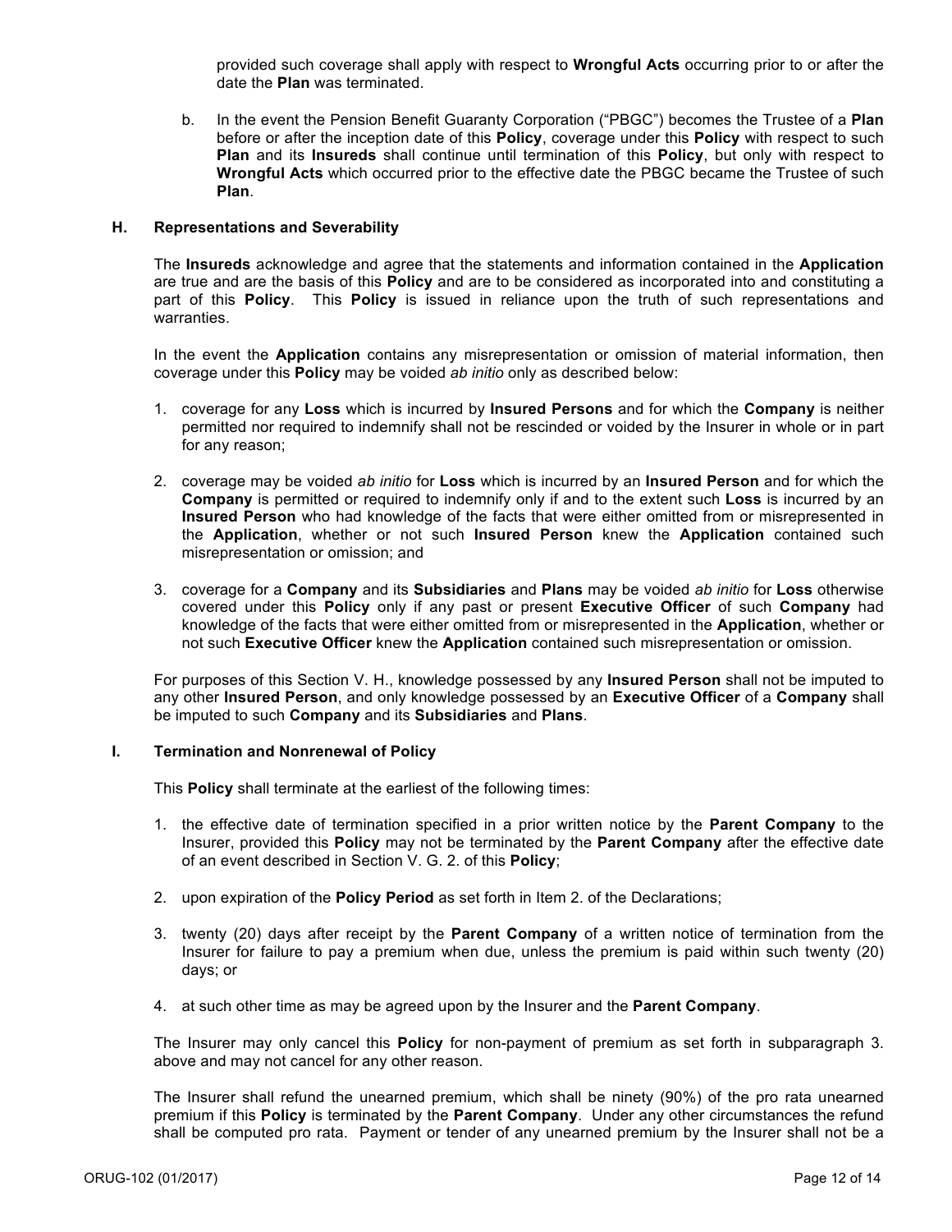provided such coverage shall apply with respect to **Wrongful Acts** occurring prior to or after the date the **Plan** was terminated.

b. In the event the Pension Benefit Guaranty Corporation ("PBGC") becomes the Trustee of a **Plan** before or after the inception date of this **Policy**, coverage under this **Policy** with respect to such **Plan** and its **Insureds** shall continue until termination of this **Policy**, but only with respect to **Wrongful Acts** which occurred prior to the effective date the PBGC became the Trustee of such **Plan**.

### H. Representations and Severability

The **Insureds** acknowledge and agree that the statements and information contained in the **Application** are true and are the basis of this **Policy** and are to be considered as incorporated into and constituting a part of this **Policy**. This **Policy** is issued in reliance upon the truth of such representations and warranties.

In the event the **Application** contains any misrepresentation or omission of material information, then coverage under this **Policy** may be voided *ab initio* only as described below:

1. coverage for any **Loss** which is incurred by **Insured Persons** and for which the **Company** is neither permitted nor required to indemnify shall not be rescinded or voided by the Insurer in whole or in part for any reason;

2. coverage may be voided *ab initio* for **Loss** which is incurred by an **Insured Person** and for which the **Company** is permitted or required to indemnify only if and to the extent such **Loss** is incurred by an **Insured Person** who had knowledge of the facts that were either omitted from or misrepresented in the **Application**, whether or not such **Insured Person** knew the **Application** contained such misrepresentation or omission; and

3. coverage for a **Company** and its **Subsidiaries** and **Plans** may be voided *ab initio* for **Loss** otherwise covered under this **Policy** only if any past or present **Executive Officer** of such **Company** had knowledge of the facts that were either omitted from or misrepresented in the **Application**, whether or not such **Executive Officer** knew the **Application** contained such misrepresentation or omission.

For purposes of this Section V. H., knowledge possessed by any **Insured Person** shall not be imputed to any other **Insured Person**, and only knowledge possessed by an **Executive Officer** of a **Company** shall be imputed to such **Company** and its **Subsidiaries** and **Plans**.

### I. Termination and Nonrenewal of Policy

This **Policy** shall terminate at the earliest of the following times:

1. the effective date of termination specified in a prior written notice by the **Parent Company** to the Insurer, provided this **Policy** may not be terminated by the **Parent Company** after the effective date of an event described in Section V. G. 2. of this **Policy**;

2. upon expiration of the **Policy Period** as set forth in Item 2. of the Declarations;

3. twenty (20) days after receipt by the **Parent Company** of a written notice of termination from the Insurer for failure to pay a premium when due, unless the premium is paid within such twenty (20) days; or

4. at such other time as may be agreed upon by the Insurer and the **Parent Company**.

The Insurer may only cancel this **Policy** for non-payment of premium as set forth in subparagraph 3. above and may not cancel for any other reason.

The Insurer shall refund the unearned premium, which shall be ninety (90%) of the pro rata unearned premium if this **Policy** is terminated by the **Parent Company**. Under any other circumstances the refund shall be computed pro rata. Payment or tender of any unearned premium by the Insurer shall not be a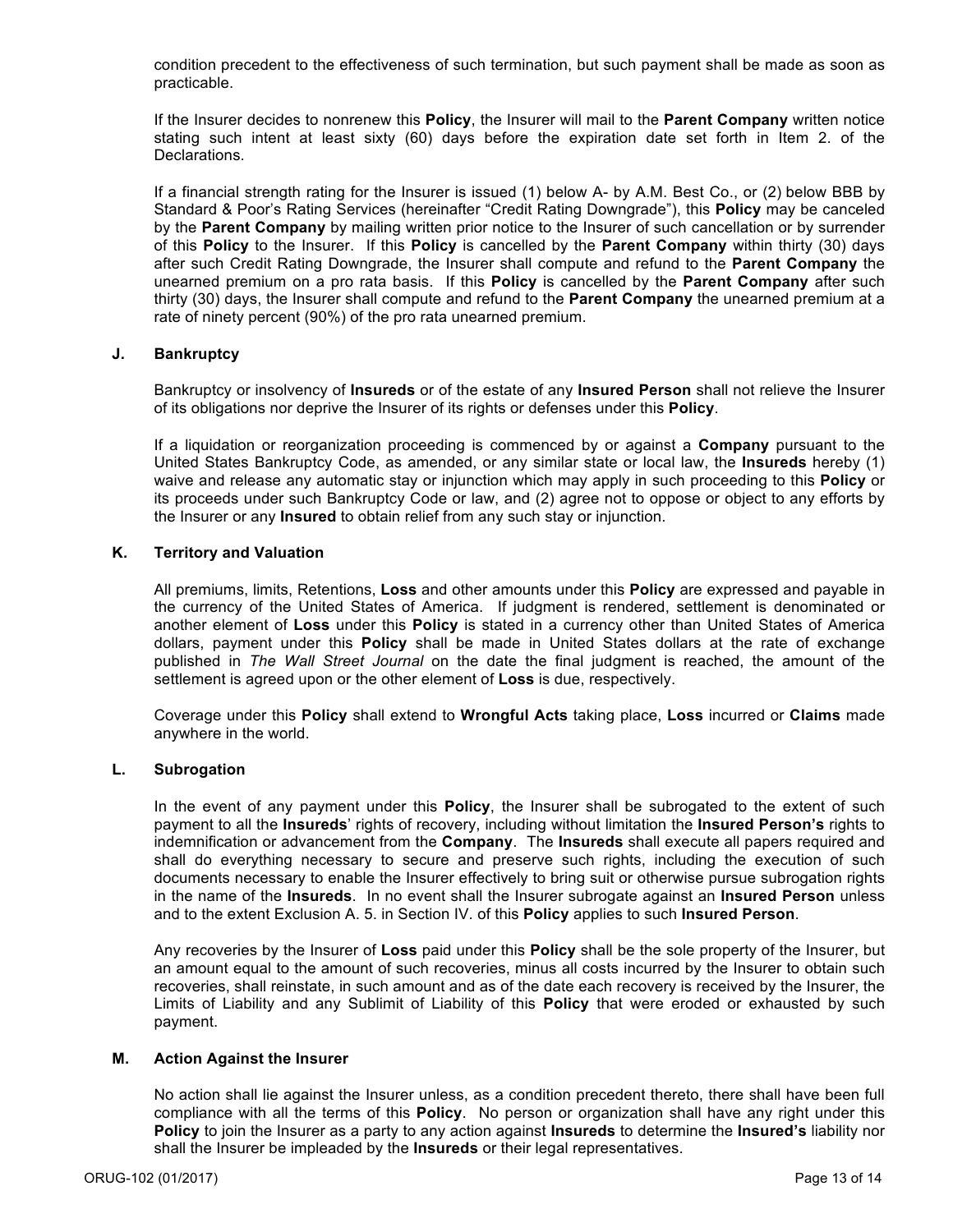condition precedent to the effectiveness of such termination, but such payment shall be made as soon as practicable.

If the Insurer decides to nonrenew this **Policy**, the Insurer will mail to the **Parent Company** written notice stating such intent at least sixty (60) days before the expiration date set forth in Item 2. of the Declarations.

If a financial strength rating for the Insurer is issued (1) below A- by A.M. Best Co., or (2) below BBB by Standard & Poor's Rating Services (hereinafter "Credit Rating Downgrade"), this **Policy** may be canceled by the **Parent Company** by mailing written prior notice to the Insurer of such cancellation or by surrender of this **Policy** to the Insurer. If this **Policy** is cancelled by the **Parent Company** within thirty (30) days after such Credit Rating Downgrade, the Insurer shall compute and refund to the **Parent Company** the unearned premium on a pro rata basis. If this **Policy** is cancelled by the **Parent Company** after such thirty (30) days, the Insurer shall compute and refund to the **Parent Company** the unearned premium at a rate of ninety percent (90%) of the pro rata unearned premium.

### J. Bankruptcy

Bankruptcy or insolvency of **Insureds** or of the estate of any **Insured Person** shall not relieve the Insurer of its obligations nor deprive the Insurer of its rights or defenses under this **Policy**.

If a liquidation or reorganization proceeding is commenced by or against a **Company** pursuant to the United States Bankruptcy Code, as amended, or any similar state or local law, the **Insureds** hereby (1) waive and release any automatic stay or injunction which may apply in such proceeding to this **Policy** or its proceeds under such Bankruptcy Code or law, and (2) agree not to oppose or object to any efforts by the Insurer or any **Insured** to obtain relief from any such stay or injunction.

### K. Territory and Valuation

All premiums, limits, Retentions, **Loss** and other amounts under this **Policy** are expressed and payable in the currency of the United States of America. If judgment is rendered, settlement is denominated or another element of **Loss** under this **Policy** is stated in a currency other than United States of America dollars, payment under this **Policy** shall be made in United States dollars at the rate of exchange published in *The Wall Street Journal* on the date the final judgment is reached, the amount of the settlement is agreed upon or the other element of **Loss** is due, respectively.

Coverage under this **Policy** shall extend to **Wrongful Acts** taking place, **Loss** incurred or **Claims** made anywhere in the world.

### L. Subrogation

In the event of any payment under this **Policy**, the Insurer shall be subrogated to the extent of such payment to all the **Insureds**' rights of recovery, including without limitation the **Insured Person's** rights to indemnification or advancement from the **Company**. The **Insureds** shall execute all papers required and shall do everything necessary to secure and preserve such rights, including the execution of such documents necessary to enable the Insurer effectively to bring suit or otherwise pursue subrogation rights in the name of the **Insureds**. In no event shall the Insurer subrogate against an **Insured Person** unless and to the extent Exclusion A. 5. in Section IV. of this **Policy** applies to such **Insured Person**.

Any recoveries by the Insurer of **Loss** paid under this **Policy** shall be the sole property of the Insurer, but an amount equal to the amount of such recoveries, minus all costs incurred by the Insurer to obtain such recoveries, shall reinstate, in such amount and as of the date each recovery is received by the Insurer, the Limits of Liability and any Sublimit of Liability of this **Policy** that were eroded or exhausted by such payment.

### M. Action Against the Insurer

No action shall lie against the Insurer unless, as a condition precedent thereto, there shall have been full compliance with all the terms of this **Policy**. No person or organization shall have any right under this **Policy** to join the Insurer as a party to any action against **Insureds** to determine the **Insured's** liability nor shall the Insurer be impleaded by the **Insureds** or their legal representatives.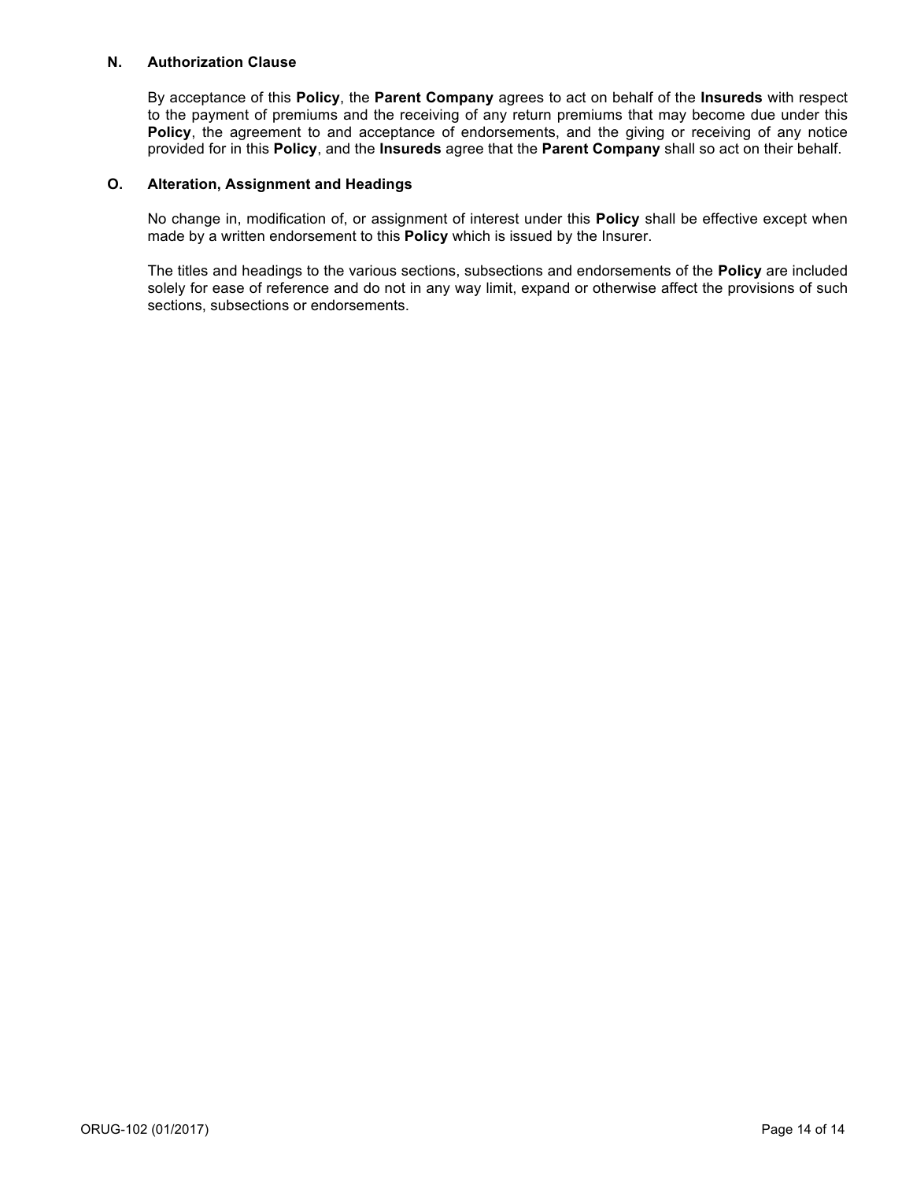### N. Authorization Clause

By acceptance of this **Policy**, the **Parent Company** agrees to act on behalf of the **Insureds** with respect to the payment of premiums and the receiving of any return premiums that may become due under this **Policy**, the agreement to and acceptance of endorsements, and the giving or receiving of any notice provided for in this **Policy**, and the **Insureds** agree that the **Parent Company** shall so act on their behalf.

### O. Alteration, Assignment and Headings

No change in, modification of, or assignment of interest under this **Policy** shall be effective except when made by a written endorsement to this **Policy** which is issued by the Insurer.

The titles and headings to the various sections, subsections and endorsements of the **Policy** are included solely for ease of reference and do not in any way limit, expand or otherwise affect the provisions of such sections, subsections or endorsements.